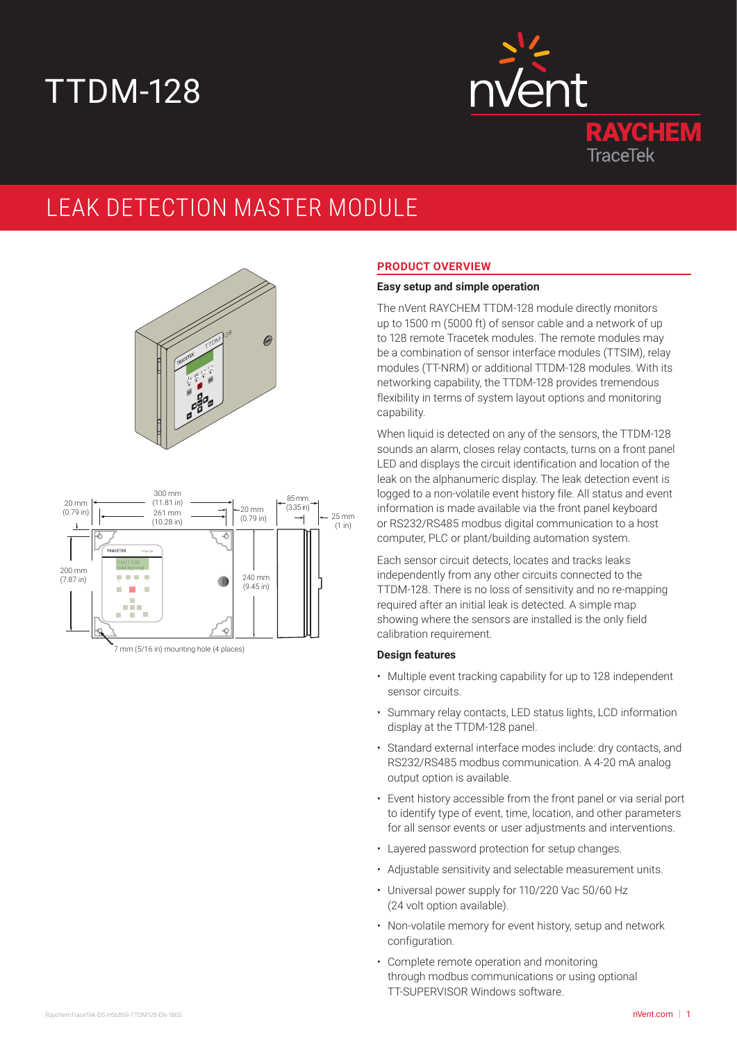# TTDM-128

nVent RAYCHEM TraceTek

## LEAK DETECTION MASTER MODULE

300 mm (11.81 in)
261 mm (10.28 in)
20 mm (0.79 in)
20 mm (0.79 in)
85 mm (3.35 in)
25 mm (1 in)
200 mm (7.87 in)
240 mm (9.45 in)
7 mm (5/16 in) mounting hole (4 places)

### PRODUCT OVERVIEW

**Easy setup and simple operation**

The nVent RAYCHEM TTDM-128 module directly monitors up to 1500 m (5000 ft) of sensor cable and a network of up to 128 remote Tracetek modules. The remote modules may be a combination of sensor interface modules (TTSIM), relay modules (TT-NRM) or additional TTDM-128 modules. With its networking capability, the TTDM-128 provides tremendous flexibility in terms of system layout options and monitoring capability.

When liquid is detected on any of the sensors, the TTDM-128 sounds an alarm, closes relay contacts, turns on a front panel LED and displays the circuit identification and location of the leak on the alphanumeric display. The leak detection event is logged to a non-volatile event history file. All status and event information is made available via the front panel keyboard or RS232/RS485 modbus digital communication to a host computer, PLC or plant/building automation system.

Each sensor circuit detects, locates and tracks leaks independently from any other circuits connected to the TTDM-128. There is no loss of sensitivity and no re-mapping required after an initial leak is detected. A simple map showing where the sensors are installed is the only field calibration requirement.

**Design features**

- Multiple event tracking capability for up to 128 independent sensor circuits.
- Summary relay contacts, LED status lights, LCD information display at the TTDM-128 panel.
- Standard external interface modes include: dry contacts, and RS232/RS485 modbus communication. A 4-20 mA analog output option is available.
- Event history accessible from the front panel or via serial port to identify type of event, time, location, and other parameters for all sensor events or user adjustments and interventions.
- Layered password protection for setup changes.
- Adjustable sensitivity and selectable measurement units.
- Universal power supply for 110/220 Vac 50/60 Hz (24 volt option available).
- Non-volatile memory for event history, setup and network configuration.
- Complete remote operation and monitoring through modbus communications or using optional TT-SUPERVISOR Windows software.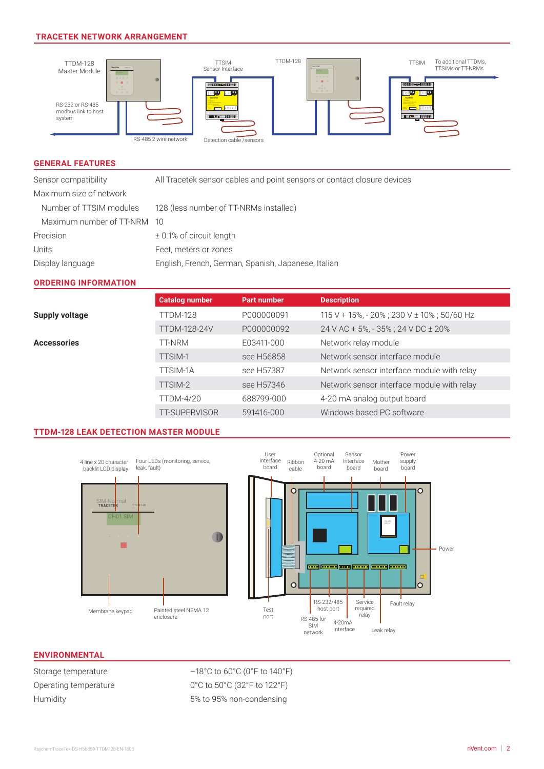## TRACETEK NETWORK ARRANGEMENT

TTDM-128 Master Module

TTSIM Sensor Interface

TTDM-128

TTSIM

To additional TTDMs, TTSIMs or TT-NRMs

RS-232 or RS-485 modbus link to host system

RS-485 2 wire network

Detection cable /sensors

## GENERAL FEATURES

| | |
|---|---|
| Sensor compatibility | All Tracetek sensor cables and point sensors or contact closure devices |
| Maximum size of network | |
| Number of TTSIM modules | 128 (less number of TT-NRMs installed) |
| Maximum number of TT-NRM | 10 |
| Precision | ± 0.1% of circuit length |
| Units | Feet, meters or zones |
| Display language | English, French, German, Spanish, Japanese, Italian |

## ORDERING INFORMATION

| | Catalog number | Part number | Description |
|---|---|---|---|
| **Supply voltage** | TTDM-128 | P000000091 | 115 V + 15%, - 20% ; 230 V ± 10% ; 50/60 Hz |
| | TTDM-128-24V | P000000092 | 24 V AC + 5%, - 35% ; 24 V DC ± 20% |
| **Accessories** | TT-NRM | E03411-000 | Network relay module |
| | TTSIM-1 | see H56858 | Network sensor interface module |
| | TTSIM-1A | see H57387 | Network sensor interface module with relay |
| | TTSIM-2 | see H57346 | Network sensor interface module with relay |
| | TTDM-4/20 | 688799-000 | 4-20 mA analog output board |
| | TT-SUPERVISOR | 591416-000 | Windows based PC software |

## TTDM-128 LEAK DETECTION MASTER MODULE

4 line x 20 character backlit LCD display

Four LEDs (monitoring, service, leak, fault)

Membrane keypad

Painted steel NEMA 12 enclosure

User Interface board

Ribbon cable

Optional 4-20 mA board

Sensor Interface board

Mother board

Power supply board

Power

Test port

RS-232/485 host port

RS-485 for SIM network

4-20mA Interface

Service required relay

Leak relay

Fault relay

## ENVIRONMENTAL

| | |
|---|---|
| Storage temperature | –18°C to 60°C (0°F to 140°F) |
| Operating temperature | 0°C to 50°C (32°F to 122°F) |
| Humidity | 5% to 95% non-condensing |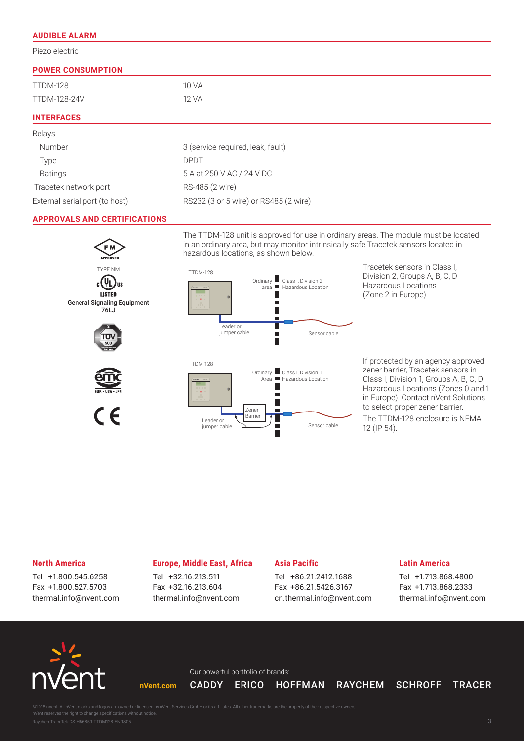## AUDIBLE ALARM

Piezo electric

## POWER CONSUMPTION

| | |
|---|---|
| TTDM-128 | 10 VA |
| TTDM-128-24V | 12 VA |

## INTERFACES

| | |
|---|---|
| Relays | |
| Number | 3 (service required, leak, fault) |
| Type | DPDT |
| Ratings | 5 A at 250 V AC / 24 V DC |
| Tracetek network port | RS-485 (2 wire) |
| External serial port (to host) | RS232 (3 or 5 wire) or RS485 (2 wire) |

## APPROVALS AND CERTIFICATIONS

FM APPROVED

TYPE NM

c UL us LISTED

General Signaling Equipment 76LJ

TÜV SÜD

emc EUR • USA • JPN

CE

The TTDM-128 unit is approved for use in ordinary areas. The module must be located in an ordinary area, but may monitor intrinsically safe Tracetek sensors located in hazardous locations, as shown below.

TTDM-128

Ordinary area

Class I, Division 2 Hazardous Location

Leader or jumper cable

Sensor cable

Tracetek sensors in Class I, Division 2, Groups A, B, C, D Hazardous Locations (Zone 2 in Europe).

TTDM-128

Ordinary Area

Class I, Division 1 Hazardous Location

Zener Barrier

Leader or jumper cable

Sensor cable

If protected by an agency approved zener barrier, Tracetek sensors in Class I, Division 1, Groups A, B, C, D Hazardous Locations (Zones 0 and 1 in Europe). Contact nVent Solutions to select proper zener barrier.

The TTDM-128 enclosure is NEMA 12 (IP 54).

**North America**
Tel +1.800.545.6258
Fax +1.800.527.5703
thermal.info@nvent.com

**Europe, Middle East, Africa**
Tel +32.16.213.511
Fax +32.16.213.604
thermal.info@nvent.com

**Asia Pacific**
Tel +86.21.2412.1688
Fax +86.21.5426.3167
cn.thermal.info@nvent.com

**Latin America**
Tel +1.713.868.4800
Fax +1.713.868.2333
thermal.info@nvent.com

nVent

Our powerful portfolio of brands:

nVent.com CADDY ERICO HOFFMAN RAYCHEM SCHROFF TRACER

©2018 nVent. All nVent marks and logos are owned or licensed by nVent Services GmbH or its affiliates. All other trademarks are the property of their respective owners.
nVent reserves the right to change specifications without notice.

RaychemTraceTek-DS-H56859-TTDM128-EN-1805